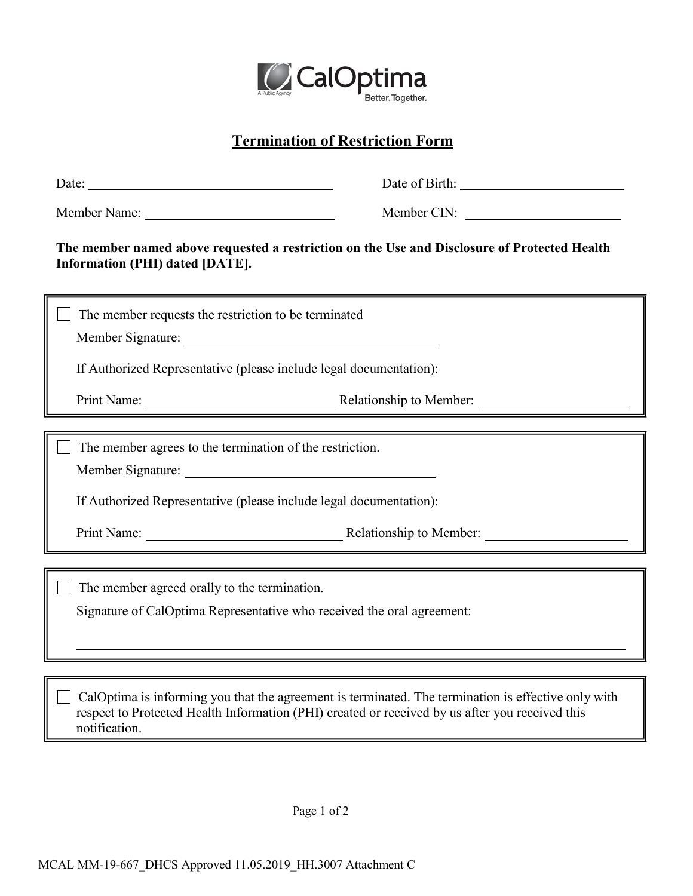CalOptima
A Public Agency
Better. Together.

## Termination of Restriction Form

Date: ______________________ Date of Birth: ______________________

Member Name: ______________________ Member CIN: ______________________

**The member named above requested a restriction on the Use and Disclosure of Protected Health Information (PHI) dated [DATE].**

☐ The member requests the restriction to be terminated

Member Signature: ______________________

If Authorized Representative (please include legal documentation):

Print Name: ______________________ Relationship to Member: ______________________

☐ The member agrees to the termination of the restriction.

Member Signature: ______________________

If Authorized Representative (please include legal documentation):

Print Name: ______________________ Relationship to Member: ______________________

☐ The member agreed orally to the termination.

Signature of CalOptima Representative who received the oral agreement:

______________________________________________

☐ CalOptima is informing you that the agreement is terminated. The termination is effective only with respect to Protected Health Information (PHI) created or received by us after you received this notification.

MCAL MM-19-667_DHCS Approved 11.05.2019_HH.3007 Attachment C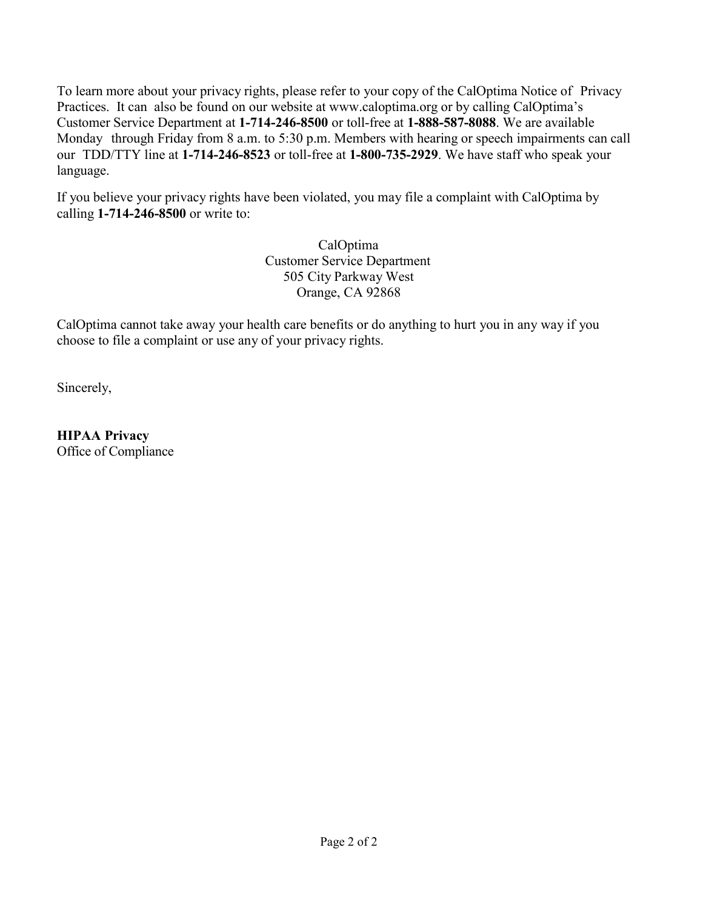To learn more about your privacy rights, please refer to your copy of the CalOptima Notice of Privacy Practices. It can also be found on our website at www.caloptima.org or by calling CalOptima's Customer Service Department at **1-714-246-8500** or toll-free at **1-888-587-8088**. We are available Monday through Friday from 8 a.m. to 5:30 p.m. Members with hearing or speech impairments can call our TDD/TTY line at **1-714-246-8523** or toll-free at **1-800-735-2929**. We have staff who speak your language.

If you believe your privacy rights have been violated, you may file a complaint with CalOptima by calling **1-714-246-8500** or write to:

CalOptima
Customer Service Department
505 City Parkway West
Orange, CA 92868

CalOptima cannot take away your health care benefits or do anything to hurt you in any way if you choose to file a complaint or use any of your privacy rights.

Sincerely,

**HIPAA Privacy**
Office of Compliance